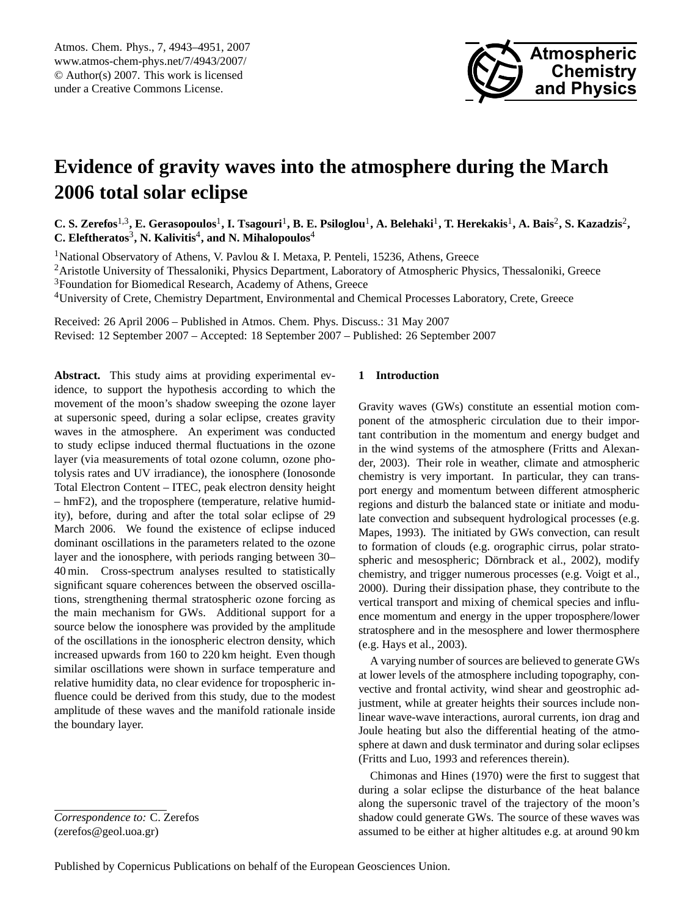# Evidence of gravity waves into the atmosphere during the March 2006 total solar eclipse

**C. S. Zerefos[1,3], E. Gerasopoulos[1], I. Tsagouri[1], B. E. Psiloglou[1], A. Belehaki[1], T. Herekakis[1], A. Bais[2], S. Kazadzis[2], C. Eleftheratos[3], N. Kalivitis[4], and N. Mihalopoulos[4]**

[1]National Observatory of Athens, V. Pavlou & I. Metaxa, P. Penteli, 15236, Athens, Greece
[2]Aristotle University of Thessaloniki, Physics Department, Laboratory of Atmospheric Physics, Thessaloniki, Greece
[3]Foundation for Biomedical Research, Academy of Athens, Greece
[4]University of Crete, Chemistry Department, Environmental and Chemical Processes Laboratory, Crete, Greece

Received: 26 April 2006 – Published in Atmos. Chem. Phys. Discuss.: 31 May 2007
Revised: 12 September 2007 – Accepted: 18 September 2007 – Published: 26 September 2007

**Abstract.** This study aims at providing experimental evidence, to support the hypothesis according to which the movement of the moon's shadow sweeping the ozone layer at supersonic speed, during a solar eclipse, creates gravity waves in the atmosphere. An experiment was conducted to study eclipse induced thermal fluctuations in the ozone layer (via measurements of total ozone column, ozone photolysis rates and UV irradiance), the ionosphere (Ionosonde Total Electron Content – ITEC, peak electron density height – hmF2), and the troposphere (temperature, relative humidity), before, during and after the total solar eclipse of 29 March 2006. We found the existence of eclipse induced dominant oscillations in the parameters related to the ozone layer and the ionosphere, with periods ranging between 30–40 min. Cross-spectrum analyses resulted to statistically significant square coherences between the observed oscillations, strengthening thermal stratospheric ozone forcing as the main mechanism for GWs. Additional support for a source below the ionosphere was provided by the amplitude of the oscillations in the ionospheric electron density, which increased upwards from 160 to 220 km height. Even though similar oscillations were shown in surface temperature and relative humidity data, no clear evidence for tropospheric influence could be derived from this study, due to the modest amplitude of these waves and the manifold rationale inside the boundary layer.

*Correspondence to:* C. Zerefos
(zerefos@geol.uoa.gr)

## 1 Introduction

Gravity waves (GWs) constitute an essential motion component of the atmospheric circulation due to their important contribution in the momentum and energy budget and in the wind systems of the atmosphere (Fritts and Alexander, 2003). Their role in weather, climate and atmospheric chemistry is very important. In particular, they can transport energy and momentum between different atmospheric regions and disturb the balanced state or initiate and modulate convection and subsequent hydrological processes (e.g. Mapes, 1993). The initiated by GWs convection, can result to formation of clouds (e.g. orographic cirrus, polar stratospheric and mesospheric; Dörnbrack et al., 2002), modify chemistry, and trigger numerous processes (e.g. Voigt et al., 2000). During their dissipation phase, they contribute to the vertical transport and mixing of chemical species and influence momentum and energy in the upper troposphere/lower stratosphere and in the mesosphere and lower thermosphere (e.g. Hays et al., 2003).

A varying number of sources are believed to generate GWs at lower levels of the atmosphere including topography, convective and frontal activity, wind shear and geostrophic adjustment, while at greater heights their sources include nonlinear wave-wave interactions, auroral currents, ion drag and Joule heating but also the differential heating of the atmosphere at dawn and dusk terminator and during solar eclipses (Fritts and Luo, 1993 and references therein).

Chimonas and Hines (1970) were the first to suggest that during a solar eclipse the disturbance of the heat balance along the supersonic travel of the trajectory of the moon's shadow could generate GWs. The source of these waves was assumed to be either at higher altitudes e.g. at around 90 km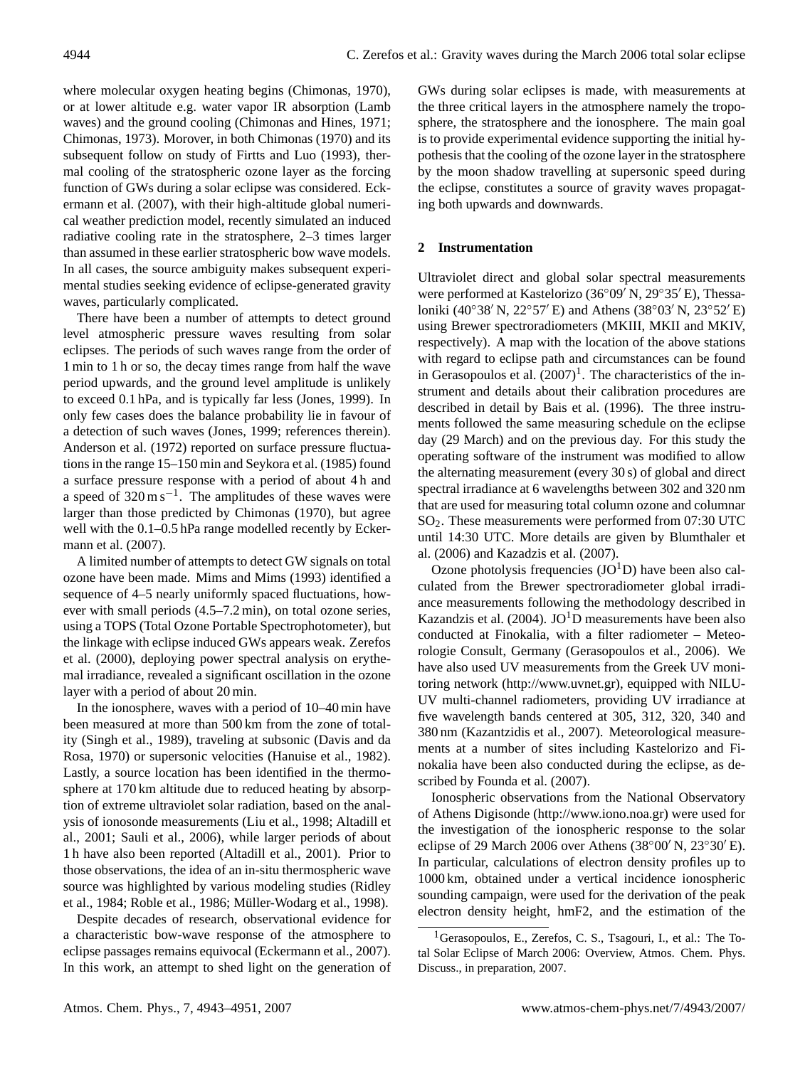where molecular oxygen heating begins (Chimonas, 1970), or at lower altitude e.g. water vapor IR absorption (Lamb waves) and the ground cooling (Chimonas and Hines, 1971; Chimonas, 1973). Morover, in both Chimonas (1970) and its subsequent follow on study of Firtts and Luo (1993), thermal cooling of the stratospheric ozone layer as the forcing function of GWs during a solar eclipse was considered. Eckermann et al. (2007), with their high-altitude global numerical weather prediction model, recently simulated an induced radiative cooling rate in the stratosphere, 2–3 times larger than assumed in these earlier stratospheric bow wave models. In all cases, the source ambiguity makes subsequent experimental studies seeking evidence of eclipse-generated gravity waves, particularly complicated.

There have been a number of attempts to detect ground level atmospheric pressure waves resulting from solar eclipses. The periods of such waves range from the order of 1 min to 1 h or so, the decay times range from half the wave period upwards, and the ground level amplitude is unlikely to exceed 0.1 hPa, and is typically far less (Jones, 1999). In only few cases does the balance probability lie in favour of a detection of such waves (Jones, 1999; references therein). Anderson et al. (1972) reported on surface pressure fluctuations in the range 15–150 min and Seykora et al. (1985) found a surface pressure response with a period of about 4 h and a speed of $320\,\mathrm{m\,s^{-1}}$. The amplitudes of these waves were larger than those predicted by Chimonas (1970), but agree well with the 0.1–0.5 hPa range modelled recently by Eckermann et al. (2007).

A limited number of attempts to detect GW signals on total ozone have been made. Mims and Mims (1993) identified a sequence of 4–5 nearly uniformly spaced fluctuations, however with small periods (4.5–7.2 min), on total ozone series, using a TOPS (Total Ozone Portable Spectrophotometer), but the linkage with eclipse induced GWs appears weak. Zerefos et al. (2000), deploying power spectral analysis on erythemal irradiance, revealed a significant oscillation in the ozone layer with a period of about 20 min.

In the ionosphere, waves with a period of 10–40 min have been measured at more than 500 km from the zone of totality (Singh et al., 1989), traveling at subsonic (Davis and da Rosa, 1970) or supersonic velocities (Hanuise et al., 1982). Lastly, a source location has been identified in the thermosphere at 170 km altitude due to reduced heating by absorption of extreme ultraviolet solar radiation, based on the analysis of ionosonde measurements (Liu et al., 1998; Altadill et al., 2001; Sauli et al., 2006), while larger periods of about 1 h have also been reported (Altadill et al., 2001). Prior to those observations, the idea of an in-situ thermospheric wave source was highlighted by various modeling studies (Ridley et al., 1984; Roble et al., 1986; Müller-Wodarg et al., 1998).

Despite decades of research, observational evidence for a characteristic bow-wave response of the atmosphere to eclipse passages remains equivocal (Eckermann et al., 2007). In this work, an attempt to shed light on the generation of GWs during solar eclipses is made, with measurements at the three critical layers in the atmosphere namely the troposphere, the stratosphere and the ionosphere. The main goal is to provide experimental evidence supporting the initial hypothesis that the cooling of the ozone layer in the stratosphere by the moon shadow travelling at supersonic speed during the eclipse, constitutes a source of gravity waves propagating both upwards and downwards.

## 2 Instrumentation

Ultraviolet direct and global solar spectral measurements were performed at Kastelorizo (36°09′ N, 29°35′ E), Thessaloniki (40°38′ N, 22°57′ E) and Athens (38°03′ N, 23°52′ E) using Brewer spectroradiometers (MKIII, MKII and MKIV, respectively). A map with the location of the above stations with regard to eclipse path and circumstances can be found in Gerasopoulos et al. (2007)[1]. The characteristics of the instrument and details about their calibration procedures are described in detail by Bais et al. (1996). The three instruments followed the same measuring schedule on the eclipse day (29 March) and on the previous day. For this study the operating software of the instrument was modified to allow the alternating measurement (every 30 s) of global and direct spectral irradiance at 6 wavelengths between 302 and 320 nm that are used for measuring total column ozone and columnar $SO_2$. These measurements were performed from 07:30 UTC until 14:30 UTC. More details are given by Blumthaler et al. (2006) and Kazadzis et al. (2007).

Ozone photolysis frequencies ($JO^1D$) have been also calculated from the Brewer spectroradiometer global irradiance measurements following the methodology described in Kazadzis et al. (2004). $JO^1D$ measurements have been also conducted at Finokalia, with a filter radiometer – Meteorologie Consult, Germany (Gerasopoulos et al., 2006). We have also used UV measurements from the Greek UV monitoring network (http://www.uvnet.gr), equipped with NILU-UV multi-channel radiometers, providing UV irradiance at five wavelength bands centered at 305, 312, 320, 340 and 380 nm (Kazantzidis et al., 2007). Meteorological measurements at a number of sites including Kastelorizo and Finokalia have been also conducted during the eclipse, as described by Founda et al. (2007).

Ionospheric observations from the National Observatory of Athens Digisonde (http://www.iono.noa.gr) were used for the investigation of the ionospheric response to the solar eclipse of 29 March 2006 over Athens (38°00′ N, 23°30′ E). In particular, calculations of electron density profiles up to 1000 km, obtained under a vertical incidence ionospheric sounding campaign, were used for the derivation of the peak electron density height, hmF2, and the estimation of the

[1]Gerasopoulos, E., Zerefos, C. S., Tsagouri, I., et al.: The Total Solar Eclipse of March 2006: Overview, Atmos. Chem. Phys. Discuss., in preparation, 2007.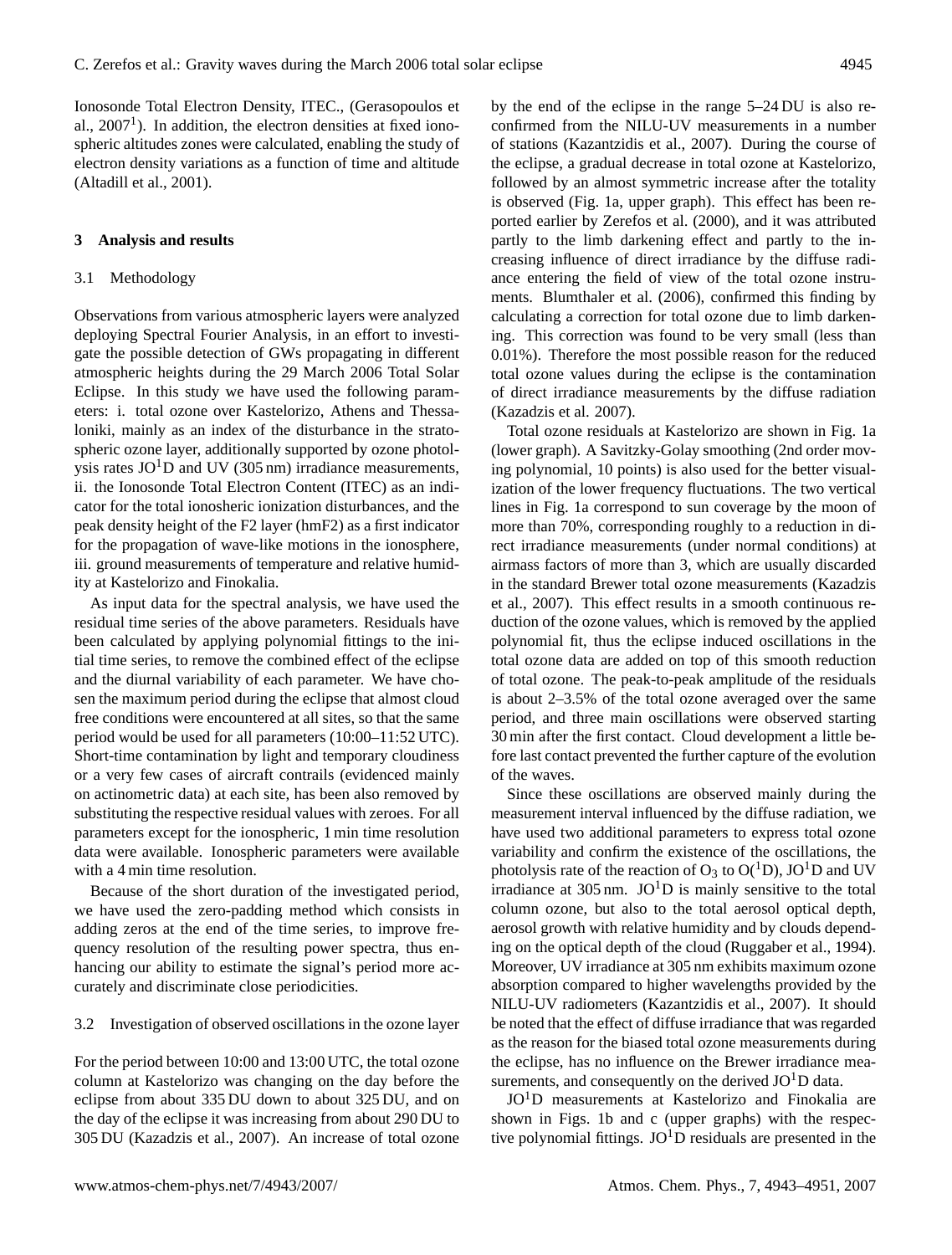Ionosonde Total Electron Density, ITEC., (Gerasopoulos et al., 2007[1]). In addition, the electron densities at fixed ionospheric altitudes zones were calculated, enabling the study of electron density variations as a function of time and altitude (Altadill et al., 2001).

## 3 Analysis and results

### 3.1 Methodology

Observations from various atmospheric layers were analyzed deploying Spectral Fourier Analysis, in an effort to investigate the possible detection of GWs propagating in different atmospheric heights during the 29 March 2006 Total Solar Eclipse. In this study we have used the following parameters: i. total ozone over Kastelorizo, Athens and Thessaloniki, mainly as an index of the disturbance in the stratospheric ozone layer, additionally supported by ozone photolysis rates $JO^1D$ and UV (305 nm) irradiance measurements, ii. the Ionosonde Total Electron Content (ITEC) as an indicator for the total ionosheric ionization disturbances, and the peak density height of the F2 layer (hmF2) as a first indicator for the propagation of wave-like motions in the ionosphere, iii. ground measurements of temperature and relative humidity at Kastelorizo and Finokalia.

As input data for the spectral analysis, we have used the residual time series of the above parameters. Residuals have been calculated by applying polynomial fittings to the initial time series, to remove the combined effect of the eclipse and the diurnal variability of each parameter. We have chosen the maximum period during the eclipse that almost cloud free conditions were encountered at all sites, so that the same period would be used for all parameters (10:00–11:52 UTC). Short-time contamination by light and temporary cloudiness or a very few cases of aircraft contrails (evidenced mainly on actinometric data) at each site, has been also removed by substituting the respective residual values with zeroes. For all parameters except for the ionospheric, 1 min time resolution data were available. Ionospheric parameters were available with a 4 min time resolution.

Because of the short duration of the investigated period, we have used the zero-padding method which consists in adding zeros at the end of the time series, to improve frequency resolution of the resulting power spectra, thus enhancing our ability to estimate the signal's period more accurately and discriminate close periodicities.

### 3.2 Investigation of observed oscillations in the ozone layer

For the period between 10:00 and 13:00 UTC, the total ozone column at Kastelorizo was changing on the day before the eclipse from about 335 DU down to about 325 DU, and on the day of the eclipse it was increasing from about 290 DU to 305 DU (Kazadzis et al., 2007). An increase of total ozone by the end of the eclipse in the range 5–24 DU is also reconfirmed from the NILU-UV measurements in a number of stations (Kazantzidis et al., 2007). During the course of the eclipse, a gradual decrease in total ozone at Kastelorizo, followed by an almost symmetric increase after the totality is observed (Fig. 1a, upper graph). This effect has been reported earlier by Zerefos et al. (2000), and it was attributed partly to the limb darkening effect and partly to the increasing influence of direct irradiance by the diffuse radiance entering the field of view of the total ozone instruments. Blumthaler et al. (2006), confirmed this finding by calculating a correction for total ozone due to limb darkening. This correction was found to be very small (less than 0.01%). Therefore the most possible reason for the reduced total ozone values during the eclipse is the contamination of direct irradiance measurements by the diffuse radiation (Kazadzis et al. 2007).

Total ozone residuals at Kastelorizo are shown in Fig. 1a (lower graph). A Savitzky-Golay smoothing (2nd order moving polynomial, 10 points) is also used for the better visualization of the lower frequency fluctuations. The two vertical lines in Fig. 1a correspond to sun coverage by the moon of more than 70%, corresponding roughly to a reduction in direct irradiance measurements (under normal conditions) at airmass factors of more than 3, which are usually discarded in the standard Brewer total ozone measurements (Kazadzis et al., 2007). This effect results in a smooth continuous reduction of the ozone values, which is removed by the applied polynomial fit, thus the eclipse induced oscillations in the total ozone data are added on top of this smooth reduction of total ozone. The peak-to-peak amplitude of the residuals is about 2–3.5% of the total ozone averaged over the same period, and three main oscillations were observed starting 30 min after the first contact. Cloud development a little before last contact prevented the further capture of the evolution of the waves.

Since these oscillations are observed mainly during the measurement interval influenced by the diffuse radiation, we have used two additional parameters to express total ozone variability and confirm the existence of the oscillations, the photolysis rate of the reaction of $O_3$ to $O(^1D)$, $JO^1D$ and UV irradiance at 305 nm. $JO^1D$ is mainly sensitive to the total column ozone, but also to the total aerosol optical depth, aerosol growth with relative humidity and by clouds depending on the optical depth of the cloud (Ruggaber et al., 1994). Moreover, UV irradiance at 305 nm exhibits maximum ozone absorption compared to higher wavelengths provided by the NILU-UV radiometers (Kazantzidis et al., 2007). It should be noted that the effect of diffuse irradiance that was regarded as the reason for the biased total ozone measurements during the eclipse, has no influence on the Brewer irradiance measurements, and consequently on the derived $JO^1D$ data.

$JO^1D$ measurements at Kastelorizo and Finokalia are shown in Figs. 1b and c (upper graphs) with the respective polynomial fittings. $JO^1D$ residuals are presented in the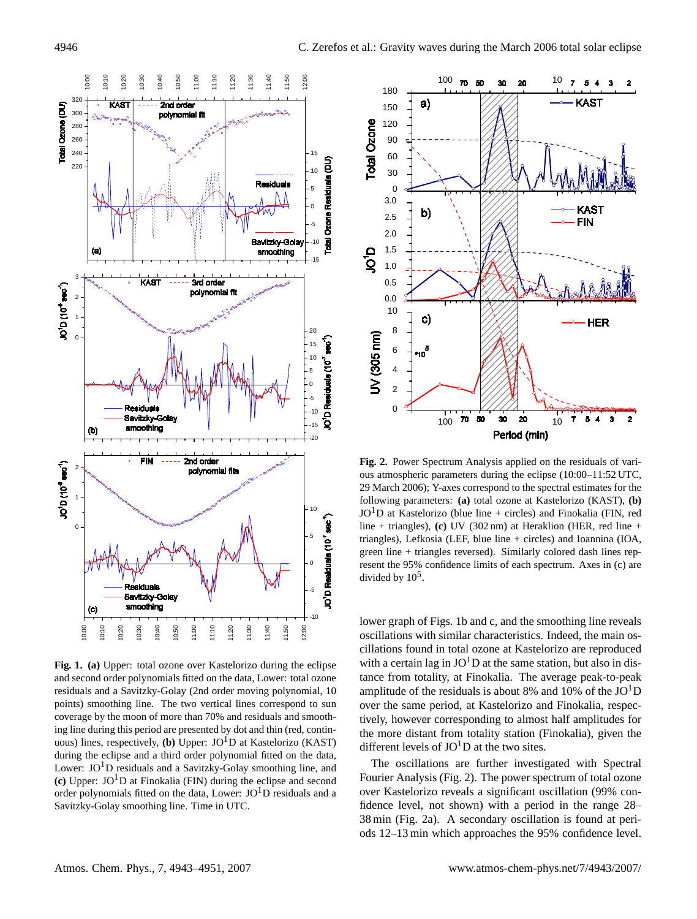**Fig. 1. (a)** Upper: total ozone over Kastelorizo during the eclipse and second order polynomials fitted on the data, Lower: total ozone residuals and a Savitzky-Golay (2nd order moving polynomial, 10 points) smoothing line. The two vertical lines correspond to sun coverage by the moon of more than 70% and residuals and smoothing line during this period are presented by dot and thin (red, continuous) lines, respectively, **(b)** Upper: $JO^1D$ at Kastelorizo (KAST) during the eclipse and a third order polynomial fitted on the data, Lower: $JO^1D$ residuals and a Savitzky-Golay smoothing line, and **(c)** Upper: $JO^1D$ at Finokalia (FIN) during the eclipse and second order polynomials fitted on the data, Lower: $JO^1D$ residuals and a Savitzky-Golay smoothing line. Time in UTC.

**Fig. 2.** Power Spectrum Analysis applied on the residuals of various atmospheric parameters during the eclipse (10:00–11:52 UTC, 29 March 2006); Y-axes correspond to the spectral estimates for the following parameters: **(a)** total ozone at Kastelorizo (KAST), **(b)** $JO^1D$ at Kastelorizo (blue line + circles) and Finokalia (FIN, red line + triangles), **(c)** UV (302 nm) at Heraklion (HER, red line + triangles), Lefkosia (LEF, blue line + circles) and Ioannina (IOA, green line + triangles reversed). Similarly colored dash lines represent the 95% confidence limits of each spectrum. Axes in (c) are divided by $10^5$.

lower graph of Figs. 1b and c, and the smoothing line reveals oscillations with similar characteristics. Indeed, the main oscillations found in total ozone at Kastelorizo are reproduced with a certain lag in $JO^1D$ at the same station, but also in distance from totality, at Finokalia. The average peak-to-peak amplitude of the residuals is about 8% and 10% of the $JO^1D$ over the same period, at Kastelorizo and Finokalia, respectively, however corresponding to almost half amplitudes for the more distant from totality station (Finokalia), given the different levels of $JO^1D$ at the two sites.

The oscillations are further investigated with Spectral Fourier Analysis (Fig. 2). The power spectrum of total ozone over Kastelorizo reveals a significant oscillation (99% confidence level, not shown) with a period in the range 28–38 min (Fig. 2a). A secondary oscillation is found at periods 12–13 min which approaches the 95% confidence level.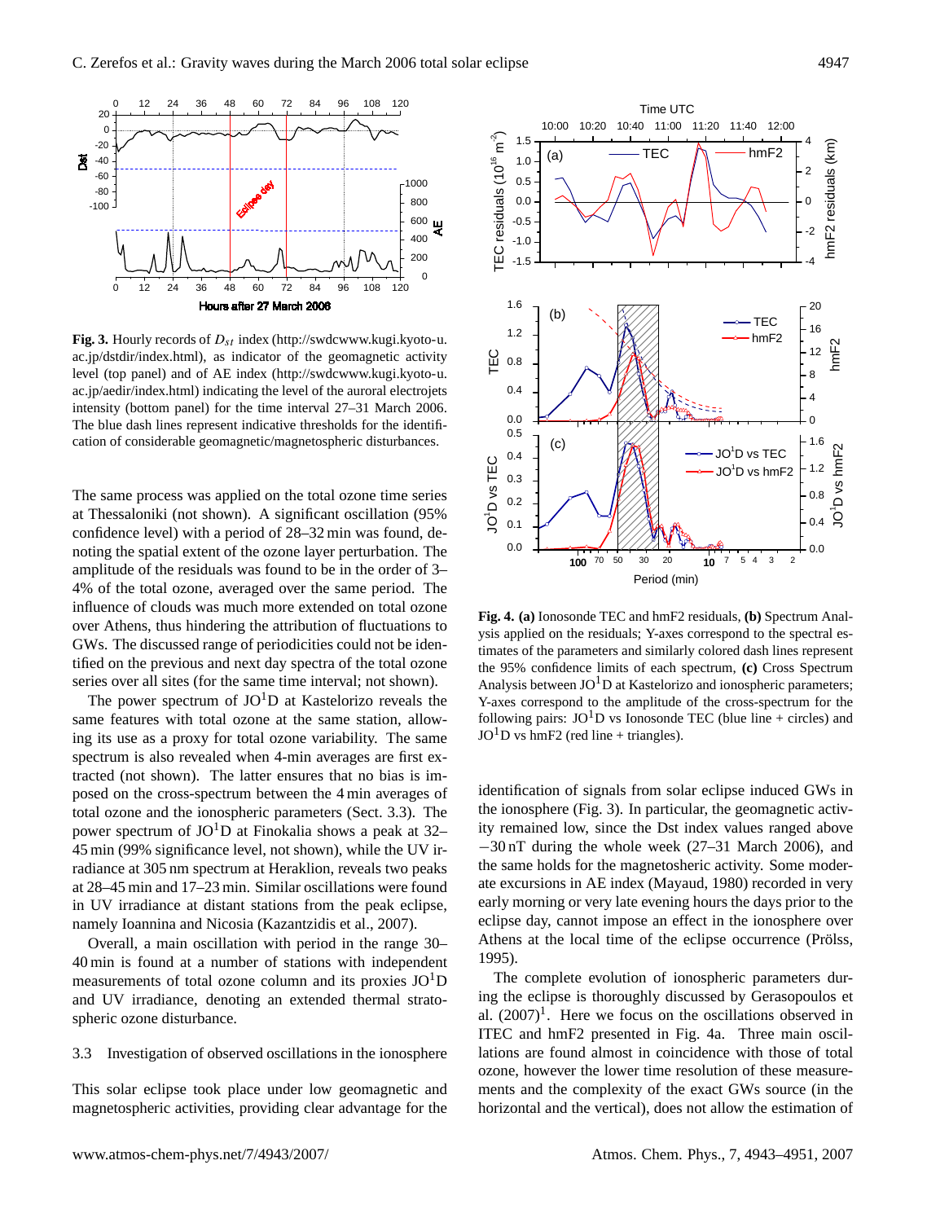0 12 24 36 48 60 72 84 96 108 120

Dst

20
0
-20
-40
-60
-80
-100

Eclipse day

AE

1000
800
600
400
200
0

0 12 24 36 48 60 72 84 96 108 120

Hours after 27 March 2006

**Fig. 3.** Hourly records of $D_{st}$ index (http://swdcwww.kugi.kyoto-u.ac.jp/dstdir/index.html), as indicator of the geomagnetic activity level (top panel) and of AE index (http://swdcwww.kugi.kyoto-u.ac.jp/aedir/index.html) indicating the level of the auroral electrojets intensity (bottom panel) for the time interval 27–31 March 2006. The blue dash lines represent indicative thresholds for the identification of considerable geomagnetic/magnetospheric disturbances.

Time UTC

10:00 10:20 10:40 11:00 11:20 11:40 12:00

(a)

TEC

hmF2

TEC residuals ($10^{16}$ m$^{-2}$)

1.5
1.0
0.5
0.0
-0.5
-1.0
-1.5

hmF2 residuals (km)

4
2
0
-2
-4

(b)

TEC

hmF2

TEC

1.6
1.2
0.8
0.4
0.0

hmF2

20
16
12
8
4
0

(c)

$JO^1D$ vs TEC

$JO^1D$ vs hmF2

$JO^1D$ vs TEC

0.5
0.4
0.3
0.2
0.1
0.0

$JO^1D$ vs hmF2

1.6
1.2
0.8
0.4
0.0

100 70 50 30 20 10 7 5 4 3 2

Period (min)

**Fig. 4. (a)** Ionosonde TEC and hmF2 residuals, **(b)** Spectrum Analysis applied on the residuals; Y-axes correspond to the spectral estimates of the parameters and similarly colored dash lines represent the 95% confidence limits of each spectrum, **(c)** Cross Spectrum Analysis between $JO^1D$ at Kastelorizo and ionospheric parameters; Y-axes correspond to the amplitude of the cross-spectrum for the following pairs: $JO^1D$ vs Ionosonde TEC (blue line + circles) and $JO^1D$ vs hmF2 (red line + triangles).

The same process was applied on the total ozone time series at Thessaloniki (not shown). A significant oscillation (95% confidence level) with a period of 28–32 min was found, denoting the spatial extent of the ozone layer perturbation. The amplitude of the residuals was found to be in the order of 3–4% of the total ozone, averaged over the same period. The influence of clouds was much more extended on total ozone over Athens, thus hindering the attribution of fluctuations to GWs. The discussed range of periodicities could not be identified on the previous and next day spectra of the total ozone series over all sites (for the same time interval; not shown).

The power spectrum of $JO^1D$ at Kastelorizo reveals the same features with total ozone at the same station, allowing its use as a proxy for total ozone variability. The same spectrum is also revealed when 4-min averages are first extracted (not shown). The latter ensures that no bias is imposed on the cross-spectrum between the 4 min averages of total ozone and the ionospheric parameters (Sect. 3.3). The power spectrum of $JO^1D$ at Finokalia shows a peak at 32–45 min (99% significance level, not shown), while the UV irradiance at 305 nm spectrum at Heraklion, reveals two peaks at 28–45 min and 17–23 min. Similar oscillations were found in UV irradiance at distant stations from the peak eclipse, namely Ioannina and Nicosia (Kazantzidis et al., 2007).

Overall, a main oscillation with period in the range 30–40 min is found at a number of stations with independent measurements of total ozone column and its proxies $JO^1D$ and UV irradiance, denoting an extended thermal stratospheric ozone disturbance.

### 3.3 Investigation of observed oscillations in the ionosphere

This solar eclipse took place under low geomagnetic and magnetospheric activities, providing clear advantage for the identification of signals from solar eclipse induced GWs in the ionosphere (Fig. 3). In particular, the geomagnetic activity remained low, since the Dst index values ranged above −30 nT during the whole week (27–31 March 2006), and the same holds for the magnetosheric activity. Some moderate excursions in AE index (Mayaud, 1980) recorded in very early morning or very late evening hours the days prior to the eclipse day, cannot impose an effect in the ionosphere over Athens at the local time of the eclipse occurrence (Prölss, 1995).

The complete evolution of ionospheric parameters during the eclipse is thoroughly discussed by Gerasopoulos et al. (2007)[1]. Here we focus on the oscillations observed in ITEC and hmF2 presented in Fig. 4a. Three main oscillations are found almost in coincidence with those of total ozone, however the lower time resolution of these measurements and the complexity of the exact GWs source (in the horizontal and the vertical), does not allow the estimation of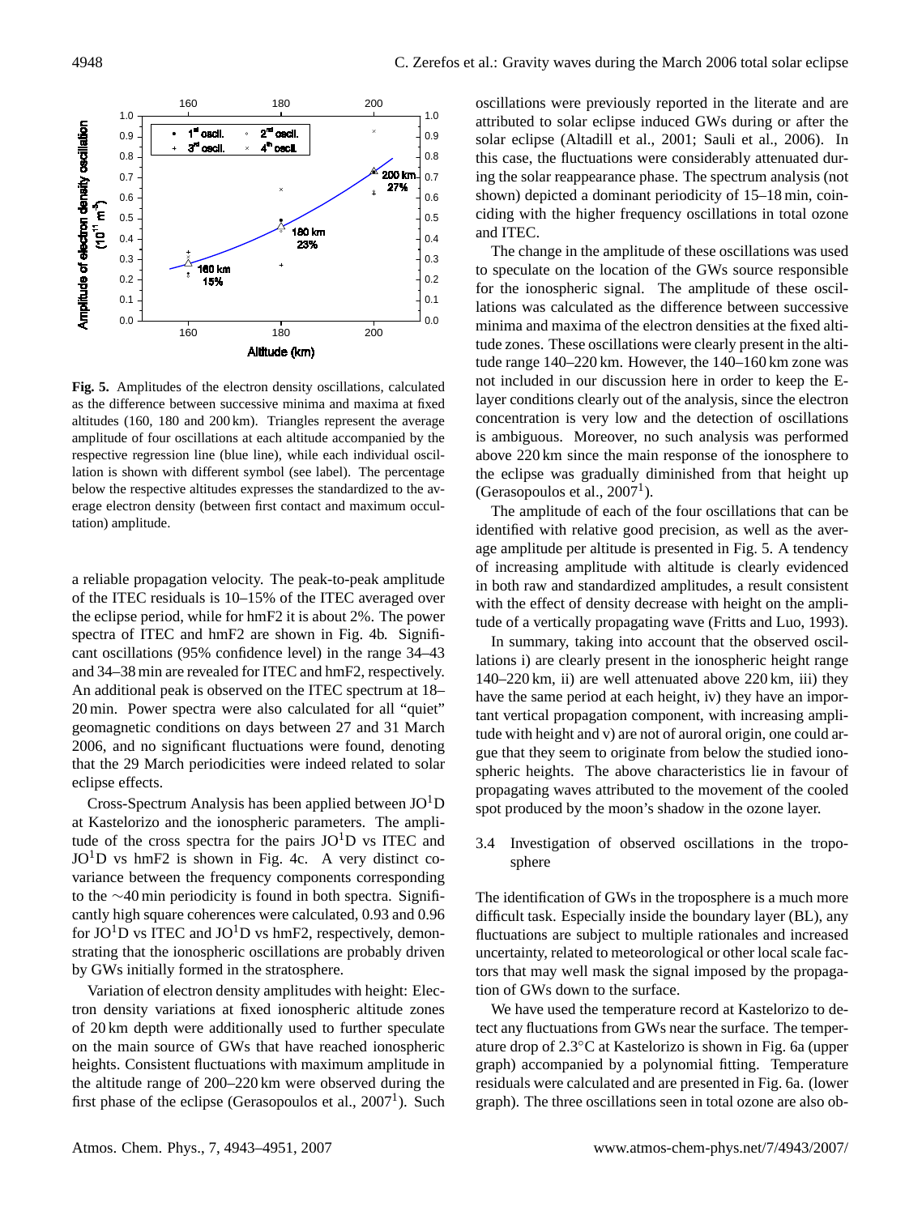**Fig. 5.** Amplitudes of the electron density oscillations, calculated as the difference between successive minima and maxima at fixed altitudes (160, 180 and 200 km). Triangles represent the average amplitude of four oscillations at each altitude accompanied by the respective regression line (blue line), while each individual oscillation is shown with different symbol (see label). The percentage below the respective altitudes expresses the standardized to the average electron density (between first contact and maximum occultation) amplitude.

a reliable propagation velocity. The peak-to-peak amplitude of the ITEC residuals is 10–15% of the ITEC averaged over the eclipse period, while for hmF2 it is about 2%. The power spectra of ITEC and hmF2 are shown in Fig. 4b. Significant oscillations (95% confidence level) in the range 34–43 and 34–38 min are revealed for ITEC and hmF2, respectively. An additional peak is observed on the ITEC spectrum at 18–20 min. Power spectra were also calculated for all "quiet" geomagnetic conditions on days between 27 and 31 March 2006, and no significant fluctuations were found, denoting that the 29 March periodicities were indeed related to solar eclipse effects.

Cross-Spectrum Analysis has been applied between $JO^1D$ at Kastelorizo and the ionospheric parameters. The amplitude of the cross spectra for the pairs $JO^1D$ vs ITEC and $JO^1D$ vs hmF2 is shown in Fig. 4c. A very distinct covariance between the frequency components corresponding to the ∼40 min periodicity is found in both spectra. Significantly high square coherences were calculated, 0.93 and 0.96 for $JO^1D$ vs ITEC and $JO^1D$ vs hmF2, respectively, demonstrating that the ionospheric oscillations are probably driven by GWs initially formed in the stratosphere.

Variation of electron density amplitudes with height: Electron density variations at fixed ionospheric altitude zones of 20 km depth were additionally used to further speculate on the main source of GWs that have reached ionospheric heights. Consistent fluctuations with maximum amplitude in the altitude range of 200–220 km were observed during the first phase of the eclipse (Gerasopoulos et al., 2007[1]). Such oscillations were previously reported in the literate and are attributed to solar eclipse induced GWs during or after the solar eclipse (Altadill et al., 2001; Sauli et al., 2006). In this case, the fluctuations were considerably attenuated during the solar reappearance phase. The spectrum analysis (not shown) depicted a dominant periodicity of 15–18 min, coinciding with the higher frequency oscillations in total ozone and ITEC.

The change in the amplitude of these oscillations was used to speculate on the location of the GWs source responsible for the ionospheric signal. The amplitude of these oscillations was calculated as the difference between successive minima and maxima of the electron densities at the fixed altitude zones. These oscillations were clearly present in the altitude range 140–220 km. However, the 140–160 km zone was not included in our discussion here in order to keep the E-layer conditions clearly out of the analysis, since the electron concentration is very low and the detection of oscillations is ambiguous. Moreover, no such analysis was performed above 220 km since the main response of the ionosphere to the eclipse was gradually diminished from that height up (Gerasopoulos et al., 2007[1]).

The amplitude of each of the four oscillations that can be identified with relative good precision, as well as the average amplitude per altitude is presented in Fig. 5. A tendency of increasing amplitude with altitude is clearly evidenced in both raw and standardized amplitudes, a result consistent with the effect of density decrease with height on the amplitude of a vertically propagating wave (Fritts and Luo, 1993).

In summary, taking into account that the observed oscillations i) are clearly present in the ionospheric height range 140–220 km, ii) are well attenuated above 220 km, iii) they have the same period at each height, iv) they have an important vertical propagation component, with increasing amplitude with height and v) are not of auroral origin, one could argue that they seem to originate from below the studied ionospheric heights. The above characteristics lie in favour of propagating waves attributed to the movement of the cooled spot produced by the moon's shadow in the ozone layer.

### 3.4 Investigation of observed oscillations in the troposphere

The identification of GWs in the troposphere is a much more difficult task. Especially inside the boundary layer (BL), any fluctuations are subject to multiple rationales and increased uncertainty, related to meteorological or other local scale factors that may well mask the signal imposed by the propagation of GWs down to the surface.

We have used the temperature record at Kastelorizo to detect any fluctuations from GWs near the surface. The temperature drop of 2.3°C at Kastelorizo is shown in Fig. 6a (upper graph) accompanied by a polynomial fitting. Temperature residuals were calculated and are presented in Fig. 6a. (lower graph). The three oscillations seen in total ozone are also ob-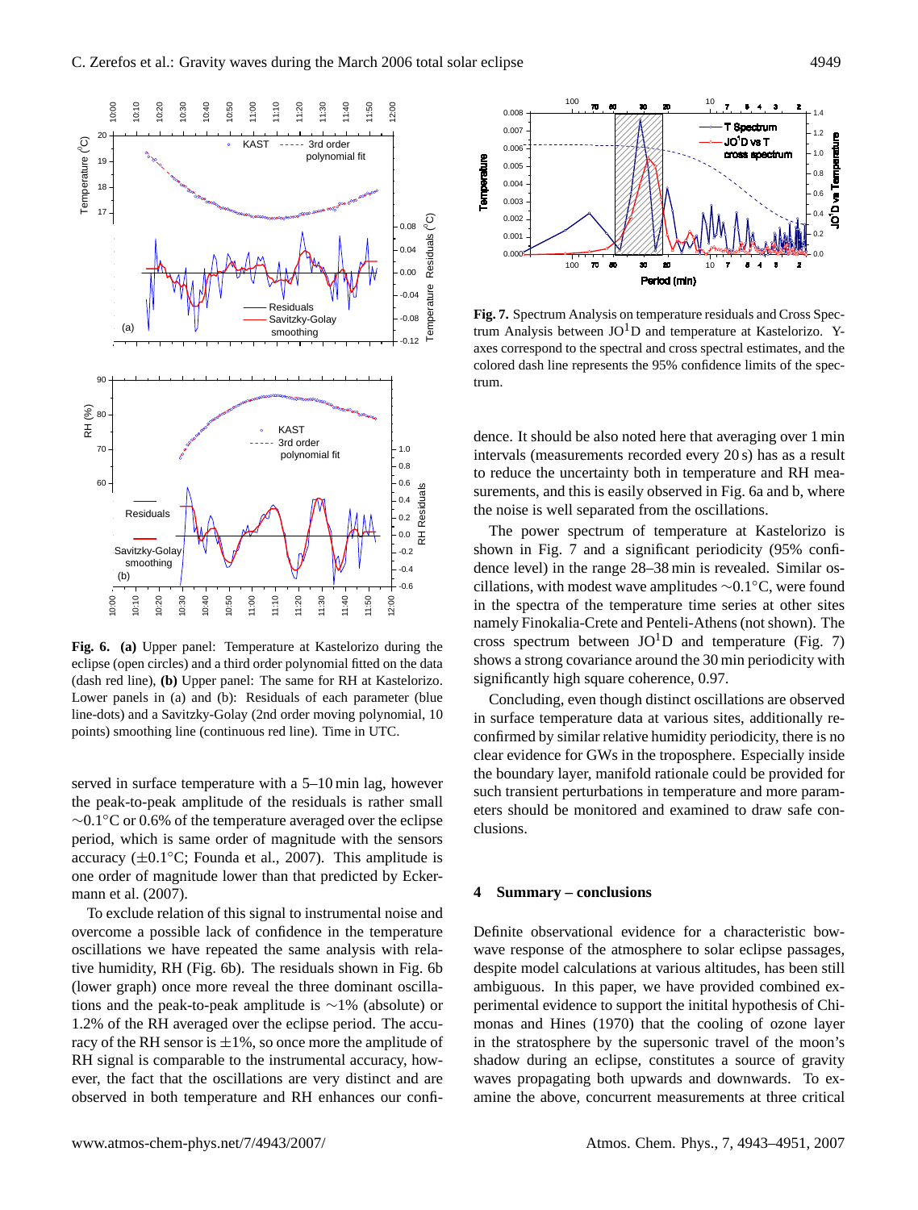10:00 10:10 10:20 10:30 10:40 10:50 11:00 11:10 11:20 11:30 11:40 11:50 12:00

Temperature ($^0$C)

20 19 18 17

KAST

3rd order polynomial fit

0.08 0.04 0.00 -0.04 -0.08 -0.12

Temperature Residuals ($^0$C)

Residuals

Savitzky-Golay smoothing

(a)

90 80 70 60

RH (%)

KAST

3rd order polynomial fit

1.0 0.8 0.6 0.4 0.2 0.0 -0.2 -0.4 -0.6

RH Residuals

Residuals

Savitzky-Golay smoothing

(b)

10:00 10:10 10:20 10:30 10:40 10:50 11:00 11:10 11:20 11:30 11:40 11:50 12:00

**Fig. 6. (a)** Upper panel: Temperature at Kastelorizo during the eclipse (open circles) and a third order polynomial fitted on the data (dash red line), **(b)** Upper panel: The same for RH at Kastelorizo. Lower panels in (a) and (b): Residuals of each parameter (blue line-dots) and a Savitzky-Golay (2nd order moving polynomial, 10 points) smoothing line (continuous red line). Time in UTC.

100 70 50 30 20 10 7 5 4 3 2

0.008 0.007 0.006 0.005 0.004 0.003 0.002 0.001 0.000

Temperature

T Spectrum

JO$^1$D vs T cross spectrum

1.4 1.2 1.0 0.8 0.6 0.4 0.2 0.0

JO$^1$D vs Temperature

100 70 50 30 20 10 7 5 4 3 2

Period (min)

**Fig. 7.** Spectrum Analysis on temperature residuals and Cross Spectrum Analysis between JO$^1$D and temperature at Kastelorizo. Y-axes correspond to the spectral and cross spectral estimates, and the colored dash line represents the 95% confidence limits of the spectrum.

served in surface temperature with a 5–10 min lag, however the peak-to-peak amplitude of the residuals is rather small $\sim$0.1°C or 0.6% of the temperature averaged over the eclipse period, which is same order of magnitude with the sensors accuracy (±0.1°C; Founda et al., 2007). This amplitude is one order of magnitude lower than that predicted by Eckermann et al. (2007).

To exclude relation of this signal to instrumental noise and overcome a possible lack of confidence in the temperature oscillations we have repeated the same analysis with relative humidity, RH (Fig. 6b). The residuals shown in Fig. 6b (lower graph) once more reveal the three dominant oscillations and the peak-to-peak amplitude is $\sim$1% (absolute) or 1.2% of the RH averaged over the eclipse period. The accuracy of the RH sensor is ±1%, so once more the amplitude of RH signal is comparable to the instrumental accuracy, however, the fact that the oscillations are very distinct and are observed in both temperature and RH enhances our confidence. It should be also noted here that averaging over 1 min intervals (measurements recorded every 20 s) has as a result to reduce the uncertainty both in temperature and RH measurements, and this is easily observed in Fig. 6a and b, where the noise is well separated from the oscillations.

The power spectrum of temperature at Kastelorizo is shown in Fig. 7 and a significant periodicity (95% confidence level) in the range 28–38 min is revealed. Similar oscillations, with modest wave amplitudes $\sim$0.1°C, were found in the spectra of the temperature time series at other sites namely Finokalia-Crete and Penteli-Athens (not shown). The cross spectrum between JO$^1$D and temperature (Fig. 7) shows a strong covariance around the 30 min periodicity with significantly high square coherence, 0.97.

Concluding, even though distinct oscillations are observed in surface temperature data at various sites, additionally reconfirmed by similar relative humidity periodicity, there is no clear evidence for GWs in the troposphere. Especially inside the boundary layer, manifold rationale could be provided for such transient perturbations in temperature and more parameters should be monitored and examined to draw safe conclusions.

## 4 Summary – conclusions

Definite observational evidence for a characteristic bow-wave response of the atmosphere to solar eclipse passages, despite model calculations at various altitudes, has been still ambiguous. In this paper, we have provided combined experimental evidence to support the initital hypothesis of Chimonas and Hines (1970) that the cooling of ozone layer in the stratosphere by the supersonic travel of the moon's shadow during an eclipse, constitutes a source of gravity waves propagating both upwards and downwards. To examine the above, concurrent measurements at three critical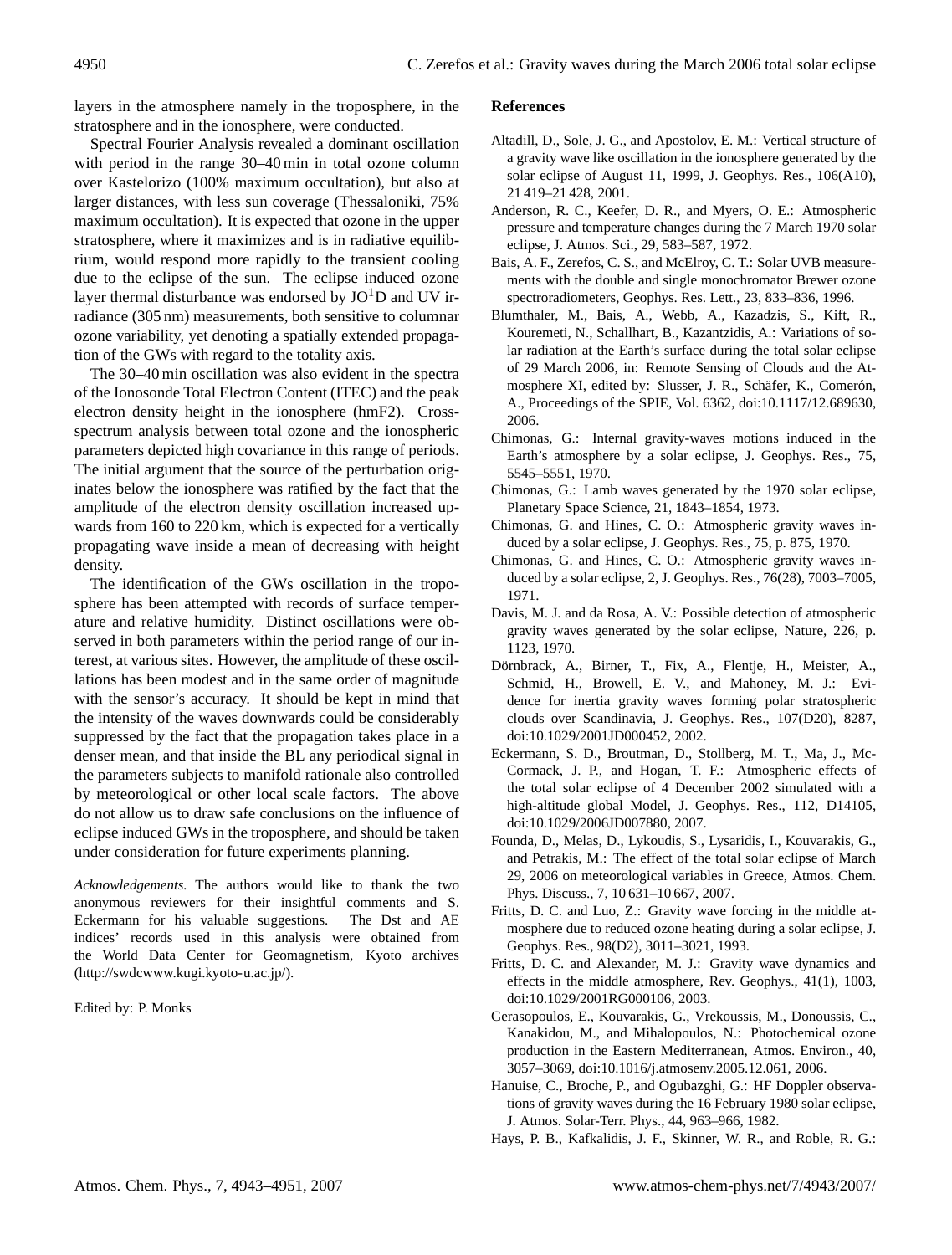layers in the atmosphere namely in the troposphere, in the stratosphere and in the ionosphere, were conducted.

Spectral Fourier Analysis revealed a dominant oscillation with period in the range 30–40 min in total ozone column over Kastelorizo (100% maximum occultation), but also at larger distances, with less sun coverage (Thessaloniki, 75% maximum occultation). It is expected that ozone in the upper stratosphere, where it maximizes and is in radiative equilibrium, would respond more rapidly to the transient cooling due to the eclipse of the sun. The eclipse induced ozone layer thermal disturbance was endorsed by $JO^1D$ and UV irradiance (305 nm) measurements, both sensitive to columnar ozone variability, yet denoting a spatially extended propagation of the GWs with regard to the totality axis.

The 30–40 min oscillation was also evident in the spectra of the Ionosonde Total Electron Content (ITEC) and the peak electron density height in the ionosphere (hmF2). Cross-spectrum analysis between total ozone and the ionospheric parameters depicted high covariance in this range of periods. The initial argument that the source of the perturbation originates below the ionosphere was ratified by the fact that the amplitude of the electron density oscillation increased upwards from 160 to 220 km, which is expected for a vertically propagating wave inside a mean of decreasing with height density.

The identification of the GWs oscillation in the troposphere has been attempted with records of surface temperature and relative humidity. Distinct oscillations were observed in both parameters within the period range of our interest, at various sites. However, the amplitude of these oscillations has been modest and in the same order of magnitude with the sensor's accuracy. It should be kept in mind that the intensity of the waves downwards could be considerably suppressed by the fact that the propagation takes place in a denser mean, and that inside the BL any periodical signal in the parameters subjects to manifold rationale also controlled by meteorological or other local scale factors. The above do not allow us to draw safe conclusions on the influence of eclipse induced GWs in the troposphere, and should be taken under consideration for future experiments planning.

*Acknowledgements.* The authors would like to thank the two anonymous reviewers for their insightful comments and S. Eckermann for his valuable suggestions. The Dst and AE indices' records used in this analysis were obtained from the World Data Center for Geomagnetism, Kyoto archives (http://swdcwww.kugi.kyoto-u.ac.jp/).

Edited by: P. Monks

## References

Altadill, D., Sole, J. G., and Apostolov, E. M.: Vertical structure of a gravity wave like oscillation in the ionosphere generated by the solar eclipse of August 11, 1999, J. Geophys. Res., 106(A10), 21 419–21 428, 2001.

Anderson, R. C., Keefer, D. R., and Myers, O. E.: Atmospheric pressure and temperature changes during the 7 March 1970 solar eclipse, J. Atmos. Sci., 29, 583–587, 1972.

Bais, A. F., Zerefos, C. S., and McElroy, C. T.: Solar UVB measurements with the double and single monochromator Brewer ozone spectroradiometers, Geophys. Res. Lett., 23, 833–836, 1996.

Blumthaler, M., Bais, A., Webb, A., Kazadzis, S., Kift, R., Kouremeti, N., Schallhart, B., Kazantzidis, A.: Variations of solar radiation at the Earth's surface during the total solar eclipse of 29 March 2006, in: Remote Sensing of Clouds and the Atmosphere XI, edited by: Slusser, J. R., Schäfer, K., Comerón, A., Proceedings of the SPIE, Vol. 6362, doi:10.1117/12.689630, 2006.

Chimonas, G.: Internal gravity-waves motions induced in the Earth's atmosphere by a solar eclipse, J. Geophys. Res., 75, 5545–5551, 1970.

Chimonas, G.: Lamb waves generated by the 1970 solar eclipse, Planetary Space Science, 21, 1843–1854, 1973.

Chimonas, G. and Hines, C. O.: Atmospheric gravity waves induced by a solar eclipse, J. Geophys. Res., 75, p. 875, 1970.

Chimonas, G. and Hines, C. O.: Atmospheric gravity waves induced by a solar eclipse, 2, J. Geophys. Res., 76(28), 7003–7005, 1971.

Davis, M. J. and da Rosa, A. V.: Possible detection of atmospheric gravity waves generated by the solar eclipse, Nature, 226, p. 1123, 1970.

Dörnbrack, A., Birner, T., Fix, A., Flentje, H., Meister, A., Schmid, H., Browell, E. V., and Mahoney, M. J.: Evidence for inertia gravity waves forming polar stratospheric clouds over Scandinavia, J. Geophys. Res., 107(D20), 8287, doi:10.1029/2001JD000452, 2002.

Eckermann, S. D., Broutman, D., Stollberg, M. T., Ma, J., McCormack, J. P., and Hogan, T. F.: Atmospheric effects of the total solar eclipse of 4 December 2002 simulated with a high-altitude global Model, J. Geophys. Res., 112, D14105, doi:10.1029/2006JD007880, 2007.

Founda, D., Melas, D., Lykoudis, S., Lysaridis, I., Kouvarakis, G., and Petrakis, M.: The effect of the total solar eclipse of March 29, 2006 on meteorological variables in Greece, Atmos. Chem. Phys. Discuss., 7, 10 631–10 667, 2007.

Fritts, D. C. and Luo, Z.: Gravity wave forcing in the middle atmosphere due to reduced ozone heating during a solar eclipse, J. Geophys. Res., 98(D2), 3011–3021, 1993.

Fritts, D. C. and Alexander, M. J.: Gravity wave dynamics and effects in the middle atmosphere, Rev. Geophys., 41(1), 1003, doi:10.1029/2001RG000106, 2003.

Gerasopoulos, E., Kouvarakis, G., Vrekoussis, M., Donoussis, C., Kanakidou, M., and Mihalopoulos, N.: Photochemical ozone production in the Eastern Mediterranean, Atmos. Environ., 40, 3057–3069, doi:10.1016/j.atmosenv.2005.12.061, 2006.

Hanuise, C., Broche, P., and Ogubazghi, G.: HF Doppler observations of gravity waves during the 16 February 1980 solar eclipse, J. Atmos. Solar-Terr. Phys., 44, 963–966, 1982.

Hays, P. B., Kafkalidis, J. F., Skinner, W. R., and Roble, R. G.: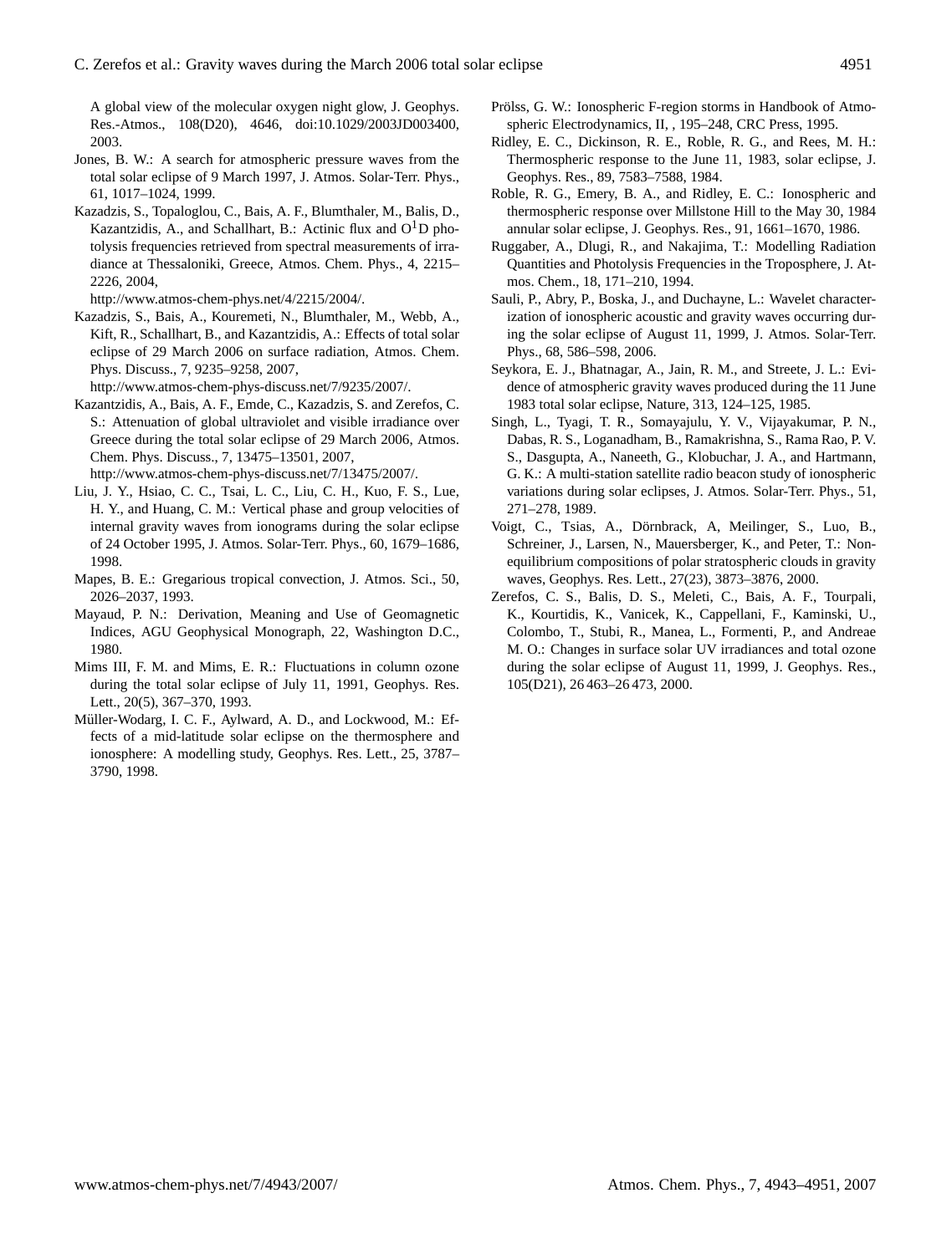A global view of the molecular oxygen night glow, J. Geophys. Res.-Atmos., 108(D20), 4646, doi:10.1029/2003JD003400, 2003.

Jones, B. W.: A search for atmospheric pressure waves from the total solar eclipse of 9 March 1997, J. Atmos. Solar-Terr. Phys., 61, 1017–1024, 1999.

Kazadzis, S., Topaloglou, C., Bais, A. F., Blumthaler, M., Balis, D., Kazantzidis, A., and Schallhart, B.: Actinic flux and $O^1D$ photolysis frequencies retrieved from spectral measurements of irradiance at Thessaloniki, Greece, Atmos. Chem. Phys., 4, 2215–2226, 2004, http://www.atmos-chem-phys.net/4/2215/2004/.

Kazadzis, S., Bais, A., Kouremeti, N., Blumthaler, M., Webb, A., Kift, R., Schallhart, B., and Kazantzidis, A.: Effects of total solar eclipse of 29 March 2006 on surface radiation, Atmos. Chem. Phys. Discuss., 7, 9235–9258, 2007, http://www.atmos-chem-phys-discuss.net/7/9235/2007/.

Kazantzidis, A., Bais, A. F., Emde, C., Kazadzis, S. and Zerefos, C. S.: Attenuation of global ultraviolet and visible irradiance over Greece during the total solar eclipse of 29 March 2006, Atmos. Chem. Phys. Discuss., 7, 13475–13501, 2007, http://www.atmos-chem-phys-discuss.net/7/13475/2007/.

Liu, J. Y., Hsiao, C. C., Tsai, L. C., Liu, C. H., Kuo, F. S., Lue, H. Y., and Huang, C. M.: Vertical phase and group velocities of internal gravity waves from ionograms during the solar eclipse of 24 October 1995, J. Atmos. Solar-Terr. Phys., 60, 1679–1686, 1998.

Mapes, B. E.: Gregarious tropical convection, J. Atmos. Sci., 50, 2026–2037, 1993.

Mayaud, P. N.: Derivation, Meaning and Use of Geomagnetic Indices, AGU Geophysical Monograph, 22, Washington D.C., 1980.

Mims III, F. M. and Mims, E. R.: Fluctuations in column ozone during the total solar eclipse of July 11, 1991, Geophys. Res. Lett., 20(5), 367–370, 1993.

Müller-Wodarg, I. C. F., Aylward, A. D., and Lockwood, M.: Effects of a mid-latitude solar eclipse on the thermosphere and ionosphere: A modelling study, Geophys. Res. Lett., 25, 3787–3790, 1998.

Prölss, G. W.: Ionospheric F-region storms in Handbook of Atmospheric Electrodynamics, II, , 195–248, CRC Press, 1995.

Ridley, E. C., Dickinson, R. E., Roble, R. G., and Rees, M. H.: Thermospheric response to the June 11, 1983, solar eclipse, J. Geophys. Res., 89, 7583–7588, 1984.

Roble, R. G., Emery, B. A., and Ridley, E. C.: Ionospheric and thermospheric response over Millstone Hill to the May 30, 1984 annular solar eclipse, J. Geophys. Res., 91, 1661–1670, 1986.

Ruggaber, A., Dlugi, R., and Nakajima, T.: Modelling Radiation Quantities and Photolysis Frequencies in the Troposphere, J. Atmos. Chem., 18, 171–210, 1994.

Sauli, P., Abry, P., Boska, J., and Duchayne, L.: Wavelet characterization of ionospheric acoustic and gravity waves occurring during the solar eclipse of August 11, 1999, J. Atmos. Solar-Terr. Phys., 68, 586–598, 2006.

Seykora, E. J., Bhatnagar, A., Jain, R. M., and Streete, J. L.: Evidence of atmospheric gravity waves produced during the 11 June 1983 total solar eclipse, Nature, 313, 124–125, 1985.

Singh, L., Tyagi, T. R., Somayajulu, Y. V., Vijayakumar, P. N., Dabas, R. S., Loganadham, B., Ramakrishna, S., Rama Rao, P. V. S., Dasgupta, A., Naneeth, G., Klobuchar, J. A., and Hartmann, G. K.: A multi-station satellite radio beacon study of ionospheric variations during solar eclipses, J. Atmos. Solar-Terr. Phys., 51, 271–278, 1989.

Voigt, C., Tsias, A., Dörnbrack, A, Meilinger, S., Luo, B., Schreiner, J., Larsen, N., Mauersberger, K., and Peter, T.: Non-equilibrium compositions of polar stratospheric clouds in gravity waves, Geophys. Res. Lett., 27(23), 3873–3876, 2000.

Zerefos, C. S., Balis, D. S., Meleti, C., Bais, A. F., Tourpali, K., Kourtidis, K., Vanicek, K., Cappellani, F., Kaminski, U., Colombo, T., Stubi, R., Manea, L., Formenti, P., and Andreae M. O.: Changes in surface solar UV irradiances and total ozone during the solar eclipse of August 11, 1999, J. Geophys. Res., 105(D21), 26 463–26 473, 2000.